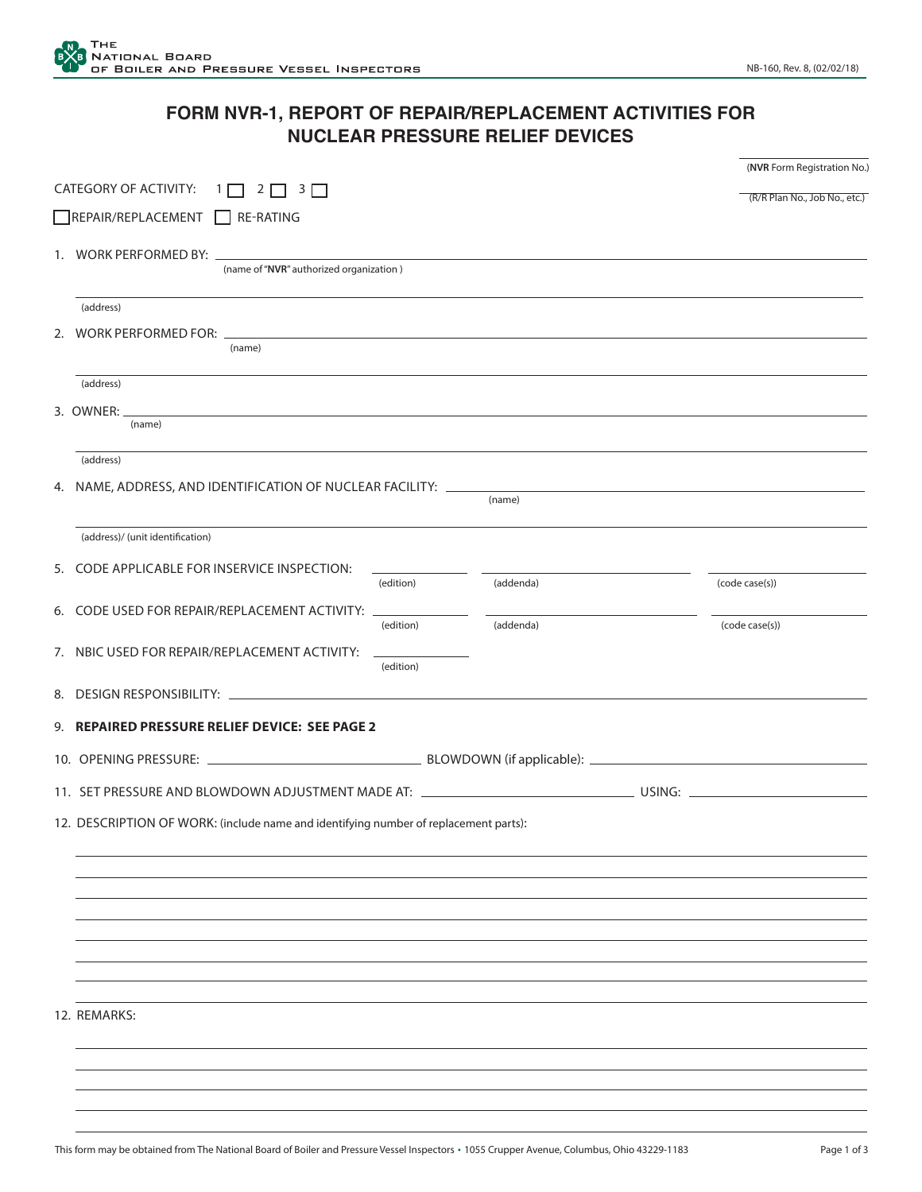# FORM NVR-1, REPORT OF REPAIR/REPLACEMENT ACTIVITIES FOR NUCLEAR PRESSURE RELIEF DEVICES

_______________ (**NVR** Form Registration No.)

_______________ (R/R Plan No., Job No., etc.)

CATEGORY OF ACTIVITY: 1 ☐ 2 ☐ 3 ☐

☐ REPAIR/REPLACEMENT ☐ RE-RATING

1. WORK PERFORMED BY: _______________ (name of "**NVR**" authorized organization)

   _______________ (address)

2. WORK PERFORMED FOR: _______________ (name)

   _______________ (address)

3. OWNER: _______________ (name)

   _______________ (address)

4. NAME, ADDRESS, AND IDENTIFICATION OF NUCLEAR FACILITY: _______________ (name)

   _______________ (address)/ (unit identification)

5. CODE APPLICABLE FOR INSERVICE INSPECTION: _______________ (edition) _______________ (addenda) _______________ (code case(s))

6. CODE USED FOR REPAIR/REPLACEMENT ACTIVITY: _______________ (edition) _______________ (addenda) _______________ (code case(s))

7. NBIC USED FOR REPAIR/REPLACEMENT ACTIVITY: _______________ (edition)

8. DESIGN RESPONSIBILITY: _______________

9. **REPAIRED PRESSURE RELIEF DEVICE: SEE PAGE 2**

10. OPENING PRESSURE: _______________ BLOWDOWN (if applicable): _______________

11. SET PRESSURE AND BLOWDOWN ADJUSTMENT MADE AT: _______________ USING: _______________

12. DESCRIPTION OF WORK: (include name and identifying number of replacement parts):

_______________

12. REMARKS:

_______________

This form may be obtained from The National Board of Boiler and Pressure Vessel Inspectors • 1055 Crupper Avenue, Columbus, Ohio 43229-1183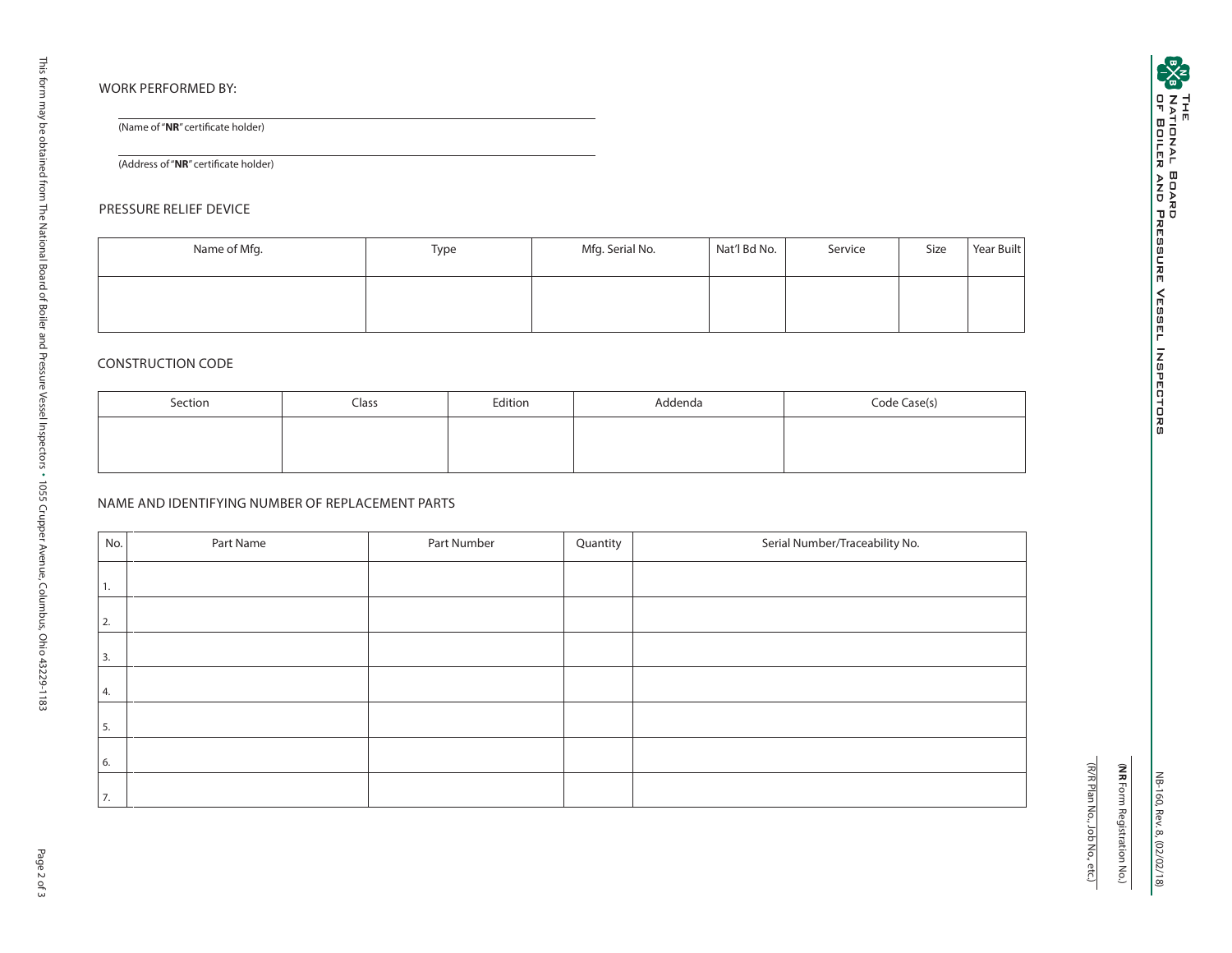WORK PERFORMED BY:

______________________________________________
(Name of "**NR**" certificate holder)

______________________________________________
(Address of "**NR**" certificate holder)

PRESSURE RELIEF DEVICE

| Name of Mfg. | Type | Mfg. Serial No. | Nat'l Bd No. | Service | Size | Year Built |
|---|---|---|---|---|---|---|
| | | | | | | |

CONSTRUCTION CODE

| Section | Class | Edition | Addenda | Code Case(s) |
|---|---|---|---|---|
| | | | | |

NAME AND IDENTIFYING NUMBER OF REPLACEMENT PARTS

| No. | Part Name | Part Number | Quantity | Serial Number/Traceability No. |
|---|---|---|---|---|
| 1. | | | | |
| 2. | | | | |
| 3. | | | | |
| 4. | | | | |
| 5. | | | | |
| 6. | | | | |
| 7. | | | | |

______________________
(**NR** Form Registration No.)

______________________
(R/R Plan No., Job No., etc.)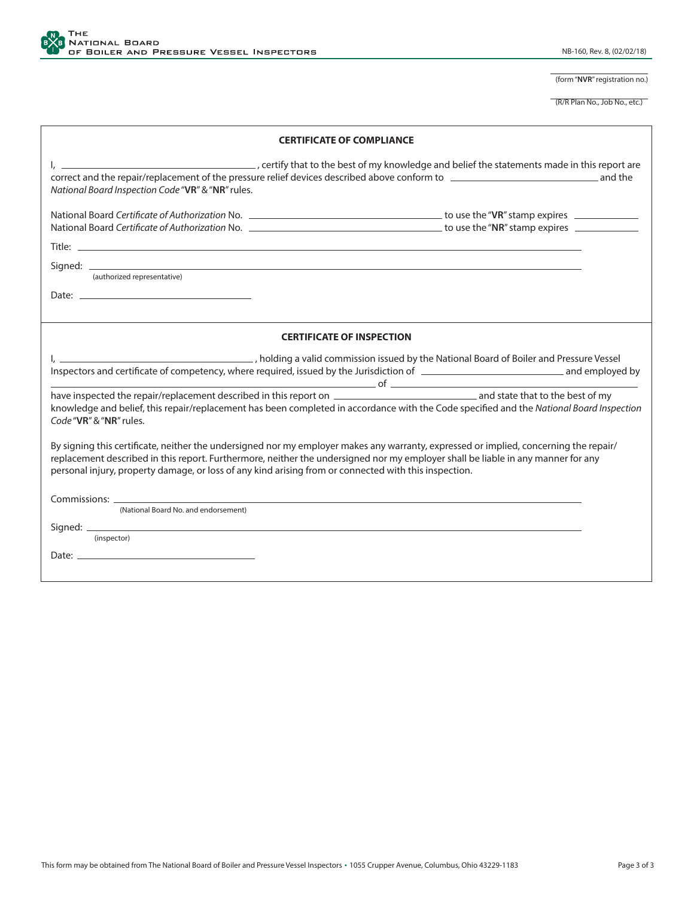(form "**NVR**" registration no.)

(R/R Plan No., Job No., etc.)

## CERTIFICATE OF COMPLIANCE

I, ______________________________, certify that to the best of my knowledge and belief the statements made in this report are correct and the repair/replacement of the pressure relief devices described above conform to ______________________________ and the *National Board Inspection Code* "**VR**" & "**NR**" rules.

National Board *Certificate of Authorization* No. ______________________________ to use the "**VR**" stamp expires ____________

National Board *Certificate of Authorization* No. ______________________________ to use the "**NR**" stamp expires ____________

Title: ______________________________

Signed: ______________________________
(authorized representative)

Date: ______________________________

## CERTIFICATE OF INSPECTION

I, ______________________________, holding a valid commission issued by the National Board of Boiler and Pressure Vessel Inspectors and certificate of competency, where required, issued by the Jurisdiction of ______________________________ and employed by ______________________________ of ______________________________ have inspected the repair/replacement described in this report on ______________________________ and state that to the best of my knowledge and belief, this repair/replacement has been completed in accordance with the Code specified and the *National Board Inspection Code* "**VR**" & "**NR**" rules.

By signing this certificate, neither the undersigned nor my employer makes any warranty, expressed or implied, concerning the repair/replacement described in this report. Furthermore, neither the undersigned nor my employer shall be liable in any manner for any personal injury, property damage, or loss of any kind arising from or connected with this inspection.

Commissions: ______________________________
(National Board No. and endorsement)

Signed: ______________________________
(inspector)

Date: ______________________________

This form may be obtained from The National Board of Boiler and Pressure Vessel Inspectors • 1055 Crupper Avenue, Columbus, Ohio 43229-1183